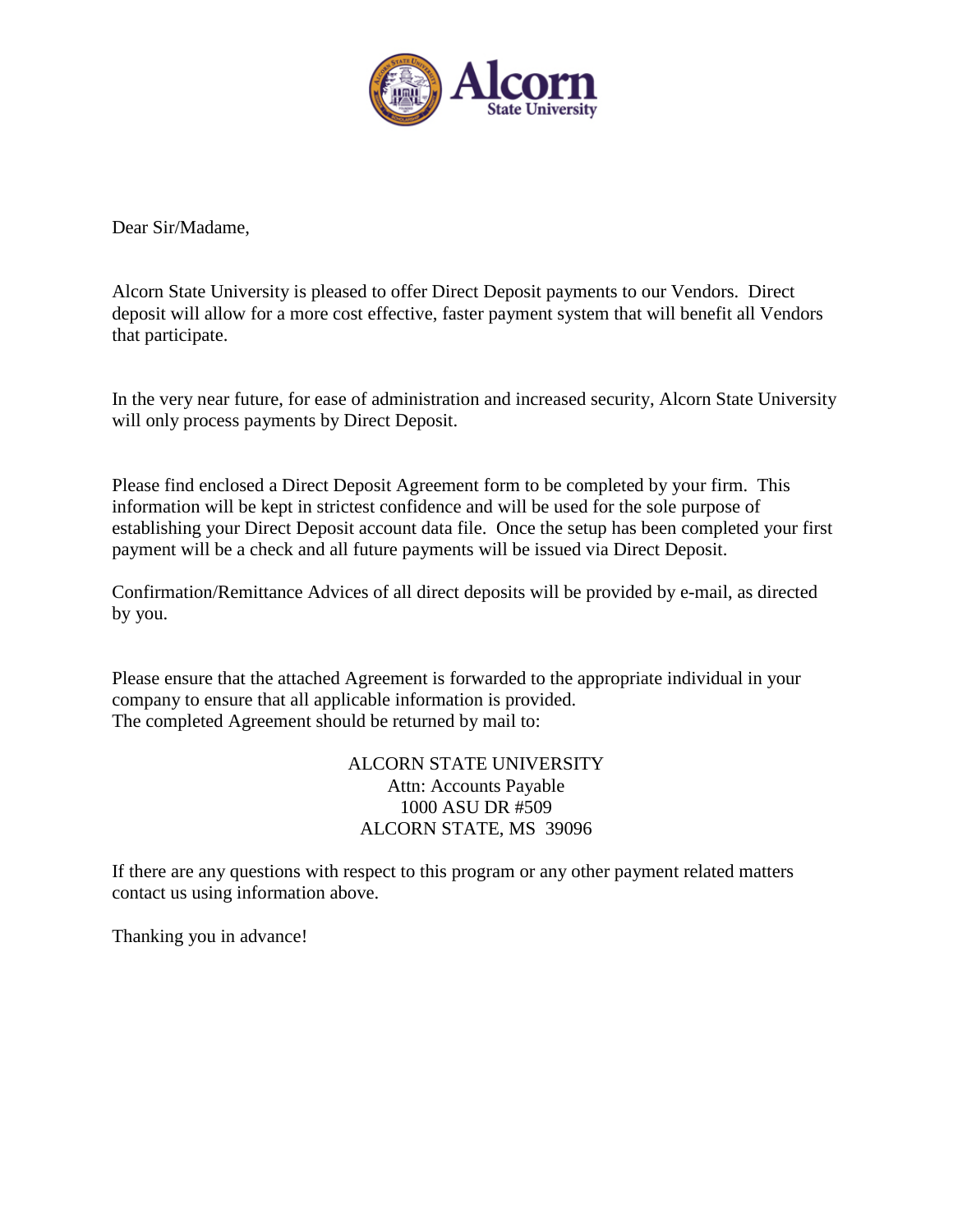Dear Sir/Madame,

Alcorn State University is pleased to offer Direct Deposit payments to our Vendors. Direct deposit will allow for a more cost effective, faster payment system that will benefit all Vendors that participate.

In the very near future, for ease of administration and increased security, Alcorn State University will only process payments by Direct Deposit.

Please find enclosed a Direct Deposit Agreement form to be completed by your firm. This information will be kept in strictest confidence and will be used for the sole purpose of establishing your Direct Deposit account data file. Once the setup has been completed your first payment will be a check and all future payments will be issued via Direct Deposit.

Confirmation/Remittance Advices of all direct deposits will be provided by e-mail, as directed by you.

Please ensure that the attached Agreement is forwarded to the appropriate individual in your company to ensure that all applicable information is provided.
The completed Agreement should be returned by mail to:

ALCORN STATE UNIVERSITY
Attn: Accounts Payable
1000 ASU DR #509
ALCORN STATE, MS 39096

If there are any questions with respect to this program or any other payment related matters contact us using information above.

Thanking you in advance!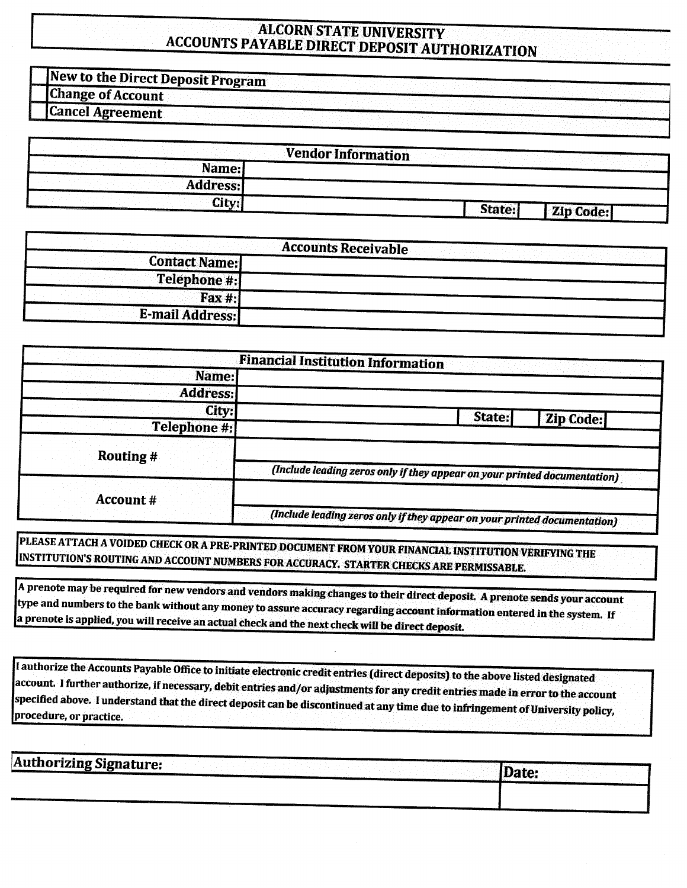# ALCORN STATE UNIVERSITY
# ACCOUNTS PAYABLE DIRECT DEPOSIT AUTHORIZATION

| | |
|---|---|
| | New to the Direct Deposit Program |
| | Change of Account |
| | Cancel Agreement |

## Vendor Information

| | | | | | |
|---|---|---|---|---|---|
| Name: | | | | | |
| Address: | | | | | |
| City: | | State: | | Zip Code: | |

## Accounts Receivable

| | |
|---|---|
| Contact Name: | |
| Telephone #: | |
| Fax #: | |
| E-mail Address: | |

## Financial Institution Information

| | | | | | |
|---|---|---|---|---|---|
| Name: | | | | | |
| Address: | | | | | |
| City: | | State: | | Zip Code: | |
| Telephone #: | | | | | |
| Routing # | *(Include leading zeros only if they appear on your printed documentation)* | | | | |
| Account # | *(Include leading zeros only if they appear on your printed documentation)* | | | | |

**PLEASE ATTACH A VOIDED CHECK OR A PRE-PRINTED DOCUMENT FROM YOUR FINANCIAL INSTITUTION VERIFYING THE INSTITUTION'S ROUTING AND ACCOUNT NUMBERS FOR ACCURACY. STARTER CHECKS ARE PERMISSABLE.**

A prenote may be required for new vendors and vendors making changes to their direct deposit. A prenote sends your account type and numbers to the bank without any money to assure accuracy regarding account information entered in the system. If a prenote is applied, you will receive an actual check and the next check will be direct deposit.

I authorize the Accounts Payable Office to initiate electronic credit entries (direct deposits) to the above listed designated account. I further authorize, if necessary, debit entries and/or adjustments for any credit entries made in error to the account specified above. I understand that the direct deposit can be discontinued at any time due to infringement of University policy, procedure, or practice.

| Authorizing Signature: | Date: |
|---|---|
| | |